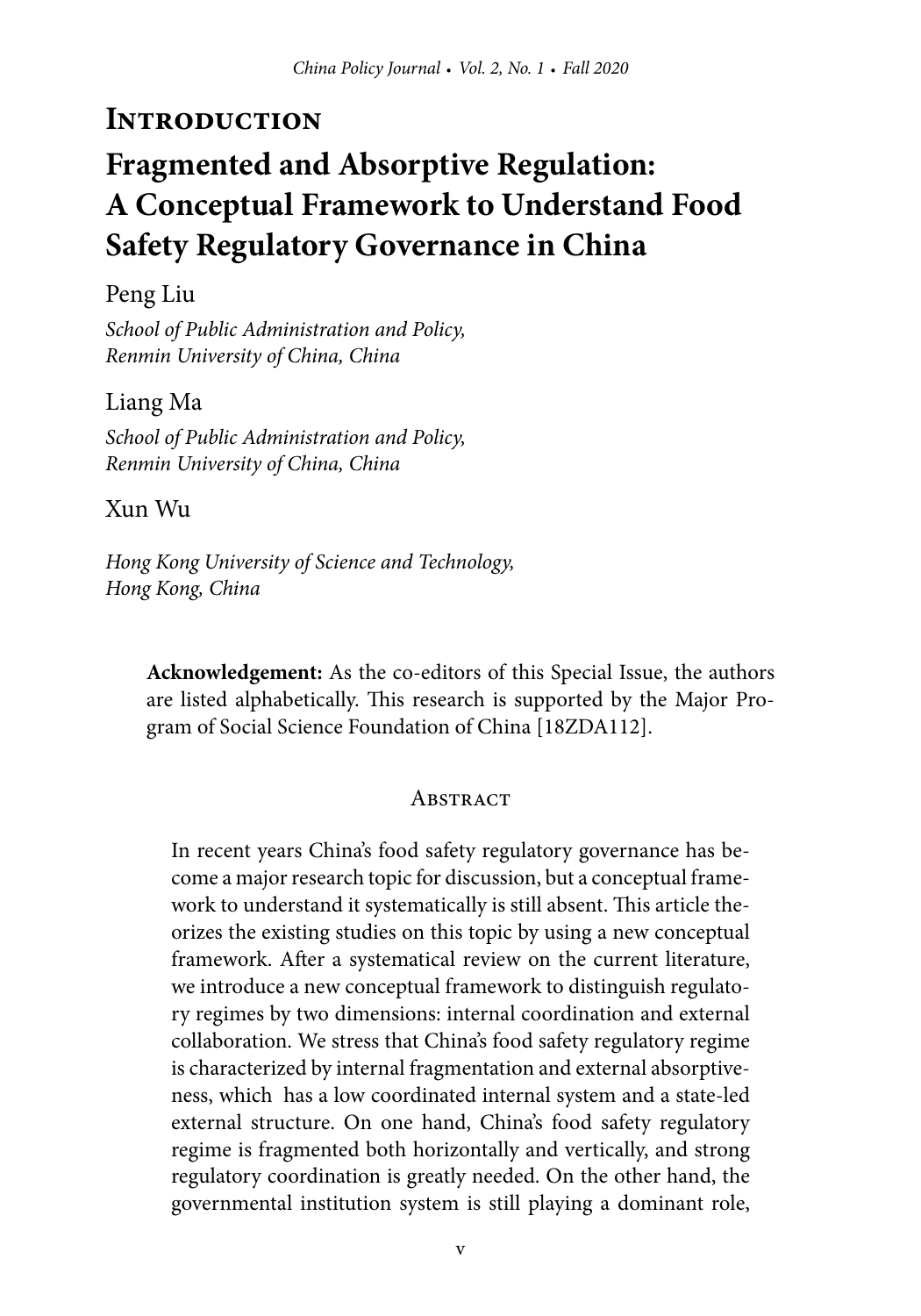# Introduction

# Fragmented and Absorptive Regulation: A Conceptual Framework to Understand Food Safety Regulatory Governance in China

Peng Liu

*School of Public Administration and Policy, Renmin University of China, China*

Liang Ma

*School of Public Administration and Policy, Renmin University of China, China*

Xun Wu

*Hong Kong University of Science and Technology, Hong Kong, China*

**Acknowledgement:** As the co-editors of this Special Issue, the authors are listed alphabetically. This research is supported by the Major Program of Social Science Foundation of China [18ZDA112].

## Abstract

In recent years China's food safety regulatory governance has become a major research topic for discussion, but a conceptual framework to understand it systematically is still absent. This article theorizes the existing studies on this topic by using a new conceptual framework. After a systematical review on the current literature, we introduce a new conceptual framework to distinguish regulatory regimes by two dimensions: internal coordination and external collaboration. We stress that China's food safety regulatory regime is characterized by internal fragmentation and external absorptiveness, which has a low coordinated internal system and a state-led external structure. On one hand, China's food safety regulatory regime is fragmented both horizontally and vertically, and strong regulatory coordination is greatly needed. On the other hand, the governmental institution system is still playing a dominant role,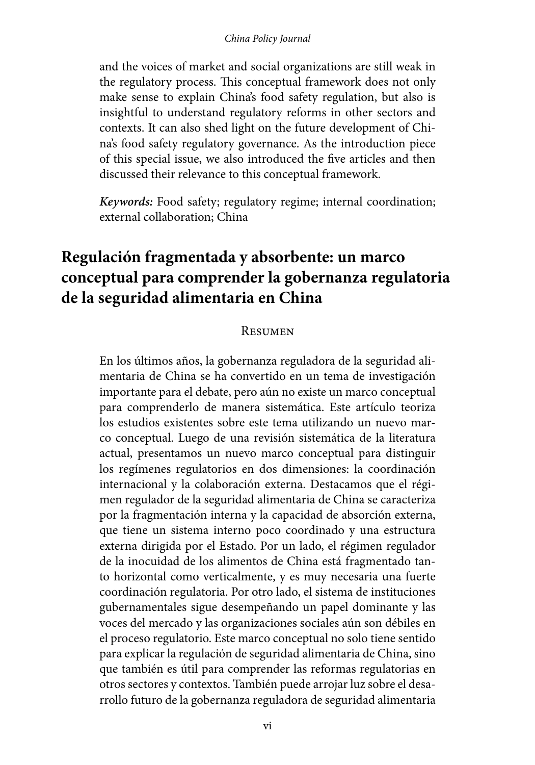and the voices of market and social organizations are still weak in the regulatory process. This conceptual framework does not only make sense to explain China's food safety regulation, but also is insightful to understand regulatory reforms in other sectors and contexts. It can also shed light on the future development of China's food safety regulatory governance. As the introduction piece of this special issue, we also introduced the five articles and then discussed their relevance to this conceptual framework.

***Keywords:*** Food safety; regulatory regime; internal coordination; external collaboration; China

## Regulación fragmentada y absorbente: un marco conceptual para comprender la gobernanza regulatoria de la seguridad alimentaria en China

### Resumen

En los últimos años, la gobernanza reguladora de la seguridad alimentaria de China se ha convertido en un tema de investigación importante para el debate, pero aún no existe un marco conceptual para comprenderlo de manera sistemática. Este artículo teoriza los estudios existentes sobre este tema utilizando un nuevo marco conceptual. Luego de una revisión sistemática de la literatura actual, presentamos un nuevo marco conceptual para distinguir los regímenes regulatorios en dos dimensiones: la coordinación internacional y la colaboración externa. Destacamos que el régimen regulador de la seguridad alimentaria de China se caracteriza por la fragmentación interna y la capacidad de absorción externa, que tiene un sistema interno poco coordinado y una estructura externa dirigida por el Estado. Por un lado, el régimen regulador de la inocuidad de los alimentos de China está fragmentado tanto horizontal como verticalmente, y es muy necesaria una fuerte coordinación regulatoria. Por otro lado, el sistema de instituciones gubernamentales sigue desempeñando un papel dominante y las voces del mercado y las organizaciones sociales aún son débiles en el proceso regulatorio. Este marco conceptual no solo tiene sentido para explicar la regulación de seguridad alimentaria de China, sino que también es útil para comprender las reformas regulatorias en otros sectores y contextos. También puede arrojar luz sobre el desarrollo futuro de la gobernanza reguladora de seguridad alimentaria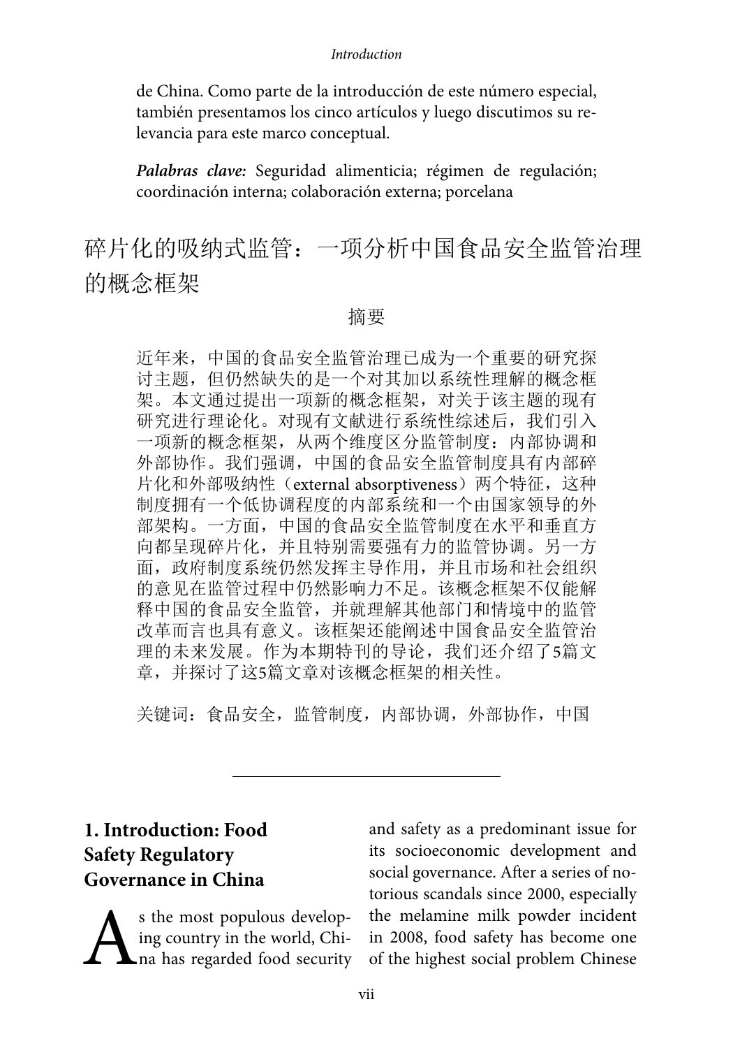de China. Como parte de la introducción de este número especial, también presentamos los cinco artículos y luego discutimos su relevancia para este marco conceptual.

***Palabras clave:*** Seguridad alimenticia; régimen de regulación; coordinación interna; colaboración externa; porcelana

# 碎片化的吸纳式监管：一项分析中国食品安全监管治理的概念框架

## 摘要

近年来，中国的食品安全监管治理已成为一个重要的研究探讨主题，但仍然缺失的是一个对其加以系统性理解的概念框架。本文通过提出一项新的概念框架，对关于该主题的现有研究进行理论化。对现有文献进行系统性综述后，我们引入一项新的概念框架，从两个维度区分监管制度：内部协调和外部协作。我们强调，中国的食品安全监管制度具有内部碎片化和外部吸纳性（external absorptiveness）两个特征，这种制度拥有一个低协调程度的内部系统和一个由国家领导的外部架构。一方面，中国的食品安全监管制度在水平和垂直方向都呈现碎片化，并且特别需要强有力的监管协调。另一方面，政府制度系统仍然发挥主导作用，并且市场和社会组织的意见在监管过程中仍然影响力不足。该概念框架不仅能解释中国的食品安全监管，并就理解其他部门和情境中的监管改革而言也具有意义。该框架还能阐述中国食品安全监管治理的未来发展。作为本期特刊的导论，我们还介绍了5篇文章，并探讨了这5篇文章对该概念框架的相关性。

关键词：食品安全，监管制度，内部协调，外部协作，中国

---

## 1. Introduction: Food Safety Regulatory Governance in China

As the most populous developing country in the world, China has regarded food security and safety as a predominant issue for its socioeconomic development and social governance. After a series of notorious scandals since 2000, especially the melamine milk powder incident in 2008, food safety has become one of the highest social problem Chinese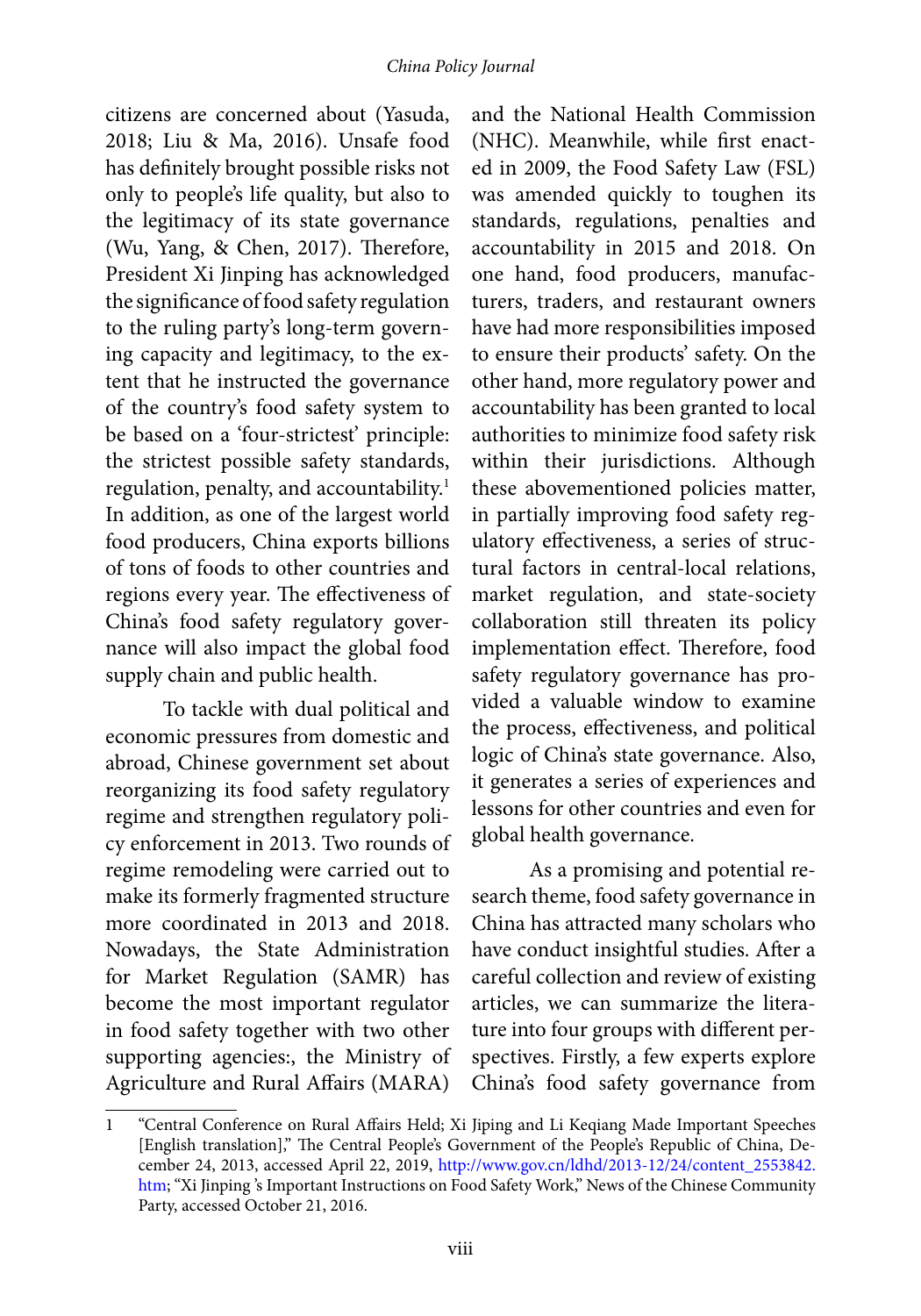citizens are concerned about (Yasuda, 2018; Liu & Ma, 2016). Unsafe food has definitely brought possible risks not only to people's life quality, but also to the legitimacy of its state governance (Wu, Yang, & Chen, 2017). Therefore, President Xi Jinping has acknowledged the significance of food safety regulation to the ruling party's long-term governing capacity and legitimacy, to the extent that he instructed the governance of the country's food safety system to be based on a 'four-strictest' principle: the strictest possible safety standards, regulation, penalty, and accountability.[1] In addition, as one of the largest world food producers, China exports billions of tons of foods to other countries and regions every year. The effectiveness of China's food safety regulatory governance will also impact the global food supply chain and public health.

To tackle with dual political and economic pressures from domestic and abroad, Chinese government set about reorganizing its food safety regulatory regime and strengthen regulatory policy enforcement in 2013. Two rounds of regime remodeling were carried out to make its formerly fragmented structure more coordinated in 2013 and 2018. Nowadays, the State Administration for Market Regulation (SAMR) has become the most important regulator in food safety together with two other supporting agencies:, the Ministry of Agriculture and Rural Affairs (MARA) and the National Health Commission (NHC). Meanwhile, while first enacted in 2009, the Food Safety Law (FSL) was amended quickly to toughen its standards, regulations, penalties and accountability in 2015 and 2018. On one hand, food producers, manufacturers, traders, and restaurant owners have had more responsibilities imposed to ensure their products' safety. On the other hand, more regulatory power and accountability has been granted to local authorities to minimize food safety risk within their jurisdictions. Although these abovementioned policies matter, in partially improving food safety regulatory effectiveness, a series of structural factors in central-local relations, market regulation, and state-society collaboration still threaten its policy implementation effect. Therefore, food safety regulatory governance has provided a valuable window to examine the process, effectiveness, and political logic of China's state governance. Also, it generates a series of experiences and lessons for other countries and even for global health governance.

As a promising and potential research theme, food safety governance in China has attracted many scholars who have conduct insightful studies. After a careful collection and review of existing articles, we can summarize the literature into four groups with different perspectives. Firstly, a few experts explore China's food safety governance from

---

1 "Central Conference on Rural Affairs Held; Xi Jiping and Li Keqiang Made Important Speeches [English translation]," The Central People's Government of the People's Republic of China, December 24, 2013, accessed April 22, 2019, http://www.gov.cn/ldhd/2013-12/24/content_2553842.htm; "Xi Jinping 's Important Instructions on Food Safety Work," News of the Chinese Community Party, accessed October 21, 2016.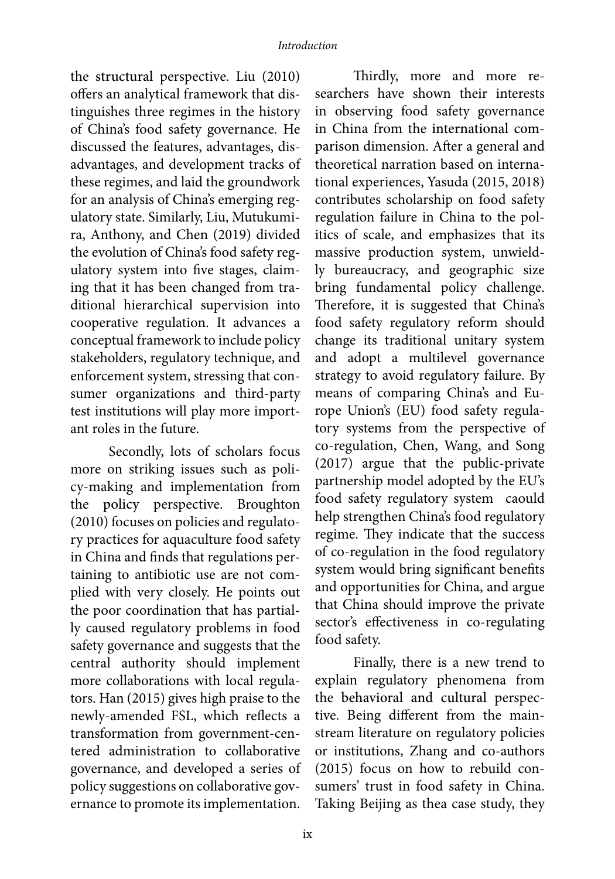the structural perspective. Liu (2010) offers an analytical framework that distinguishes three regimes in the history of China's food safety governance. He discussed the features, advantages, disadvantages, and development tracks of these regimes, and laid the groundwork for an analysis of China's emerging regulatory state. Similarly, Liu, Mutukumira, Anthony, and Chen (2019) divided the evolution of China's food safety regulatory system into five stages, claiming that it has been changed from traditional hierarchical supervision into cooperative regulation. It advances a conceptual framework to include policy stakeholders, regulatory technique, and enforcement system, stressing that consumer organizations and third-party test institutions will play more important roles in the future.

Secondly, lots of scholars focus more on striking issues such as policy-making and implementation from the policy perspective. Broughton (2010) focuses on policies and regulatory practices for aquaculture food safety in China and finds that regulations pertaining to antibiotic use are not complied with very closely. He points out the poor coordination that has partially caused regulatory problems in food safety governance and suggests that the central authority should implement more collaborations with local regulators. Han (2015) gives high praise to the newly-amended FSL, which reflects a transformation from government-centered administration to collaborative governance, and developed a series of policy suggestions on collaborative governance to promote its implementation.

Thirdly, more and more researchers have shown their interests in observing food safety governance in China from the international comparison dimension. After a general and theoretical narration based on international experiences, Yasuda (2015, 2018) contributes scholarship on food safety regulation failure in China to the politics of scale, and emphasizes that its massive production system, unwieldly bureaucracy, and geographic size bring fundamental policy challenge. Therefore, it is suggested that China's food safety regulatory reform should change its traditional unitary system and adopt a multilevel governance strategy to avoid regulatory failure. By means of comparing China's and Europe Union's (EU) food safety regulatory systems from the perspective of co-regulation, Chen, Wang, and Song (2017) argue that the public-private partnership model adopted by the EU's food safety regulatory system caould help strengthen China's food regulatory regime. They indicate that the success of co-regulation in the food regulatory system would bring significant benefits and opportunities for China, and argue that China should improve the private sector's effectiveness in co-regulating food safety.

Finally, there is a new trend to explain regulatory phenomena from the behavioral and cultural perspective. Being different from the mainstream literature on regulatory policies or institutions, Zhang and co-authors (2015) focus on how to rebuild consumers' trust in food safety in China. Taking Beijing as thea case study, they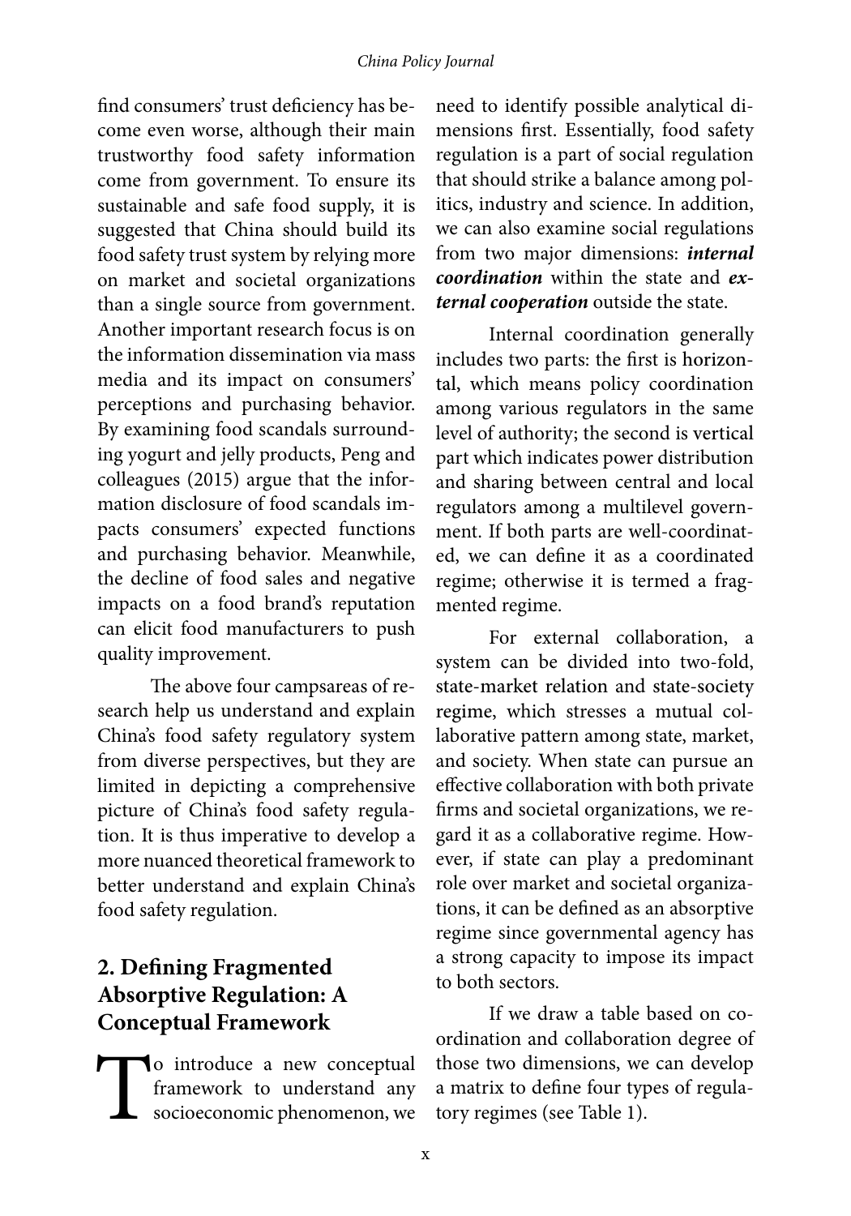find consumers' trust deficiency has become even worse, although their main trustworthy food safety information come from government. To ensure its sustainable and safe food supply, it is suggested that China should build its food safety trust system by relying more on market and societal organizations than a single source from government. Another important research focus is on the information dissemination via mass media and its impact on consumers' perceptions and purchasing behavior. By examining food scandals surrounding yogurt and jelly products, Peng and colleagues (2015) argue that the information disclosure of food scandals impacts consumers' expected functions and purchasing behavior. Meanwhile, the decline of food sales and negative impacts on a food brand's reputation can elicit food manufacturers to push quality improvement.

The above four campsareas of research help us understand and explain China's food safety regulatory system from diverse perspectives, but they are limited in depicting a comprehensive picture of China's food safety regulation. It is thus imperative to develop a more nuanced theoretical framework to better understand and explain China's food safety regulation.

## 2. Defining Fragmented Absorptive Regulation: A Conceptual Framework

To introduce a new conceptual framework to understand any socioeconomic phenomenon, we need to identify possible analytical dimensions first. Essentially, food safety regulation is a part of social regulation that should strike a balance among politics, industry and science. In addition, we can also examine social regulations from two major dimensions: ***internal coordination*** within the state and ***external cooperation*** outside the state.

Internal coordination generally includes two parts: the first is horizontal, which means policy coordination among various regulators in the same level of authority; the second is vertical part which indicates power distribution and sharing between central and local regulators among a multilevel government. If both parts are well-coordinated, we can define it as a coordinated regime; otherwise it is termed a fragmented regime.

For external collaboration, a system can be divided into two-fold, state-market relation and state-society regime, which stresses a mutual collaborative pattern among state, market, and society. When state can pursue an effective collaboration with both private firms and societal organizations, we regard it as a collaborative regime. However, if state can play a predominant role over market and societal organizations, it can be defined as an absorptive regime since governmental agency has a strong capacity to impose its impact to both sectors.

If we draw a table based on coordination and collaboration degree of those two dimensions, we can develop a matrix to define four types of regulatory regimes (see Table 1).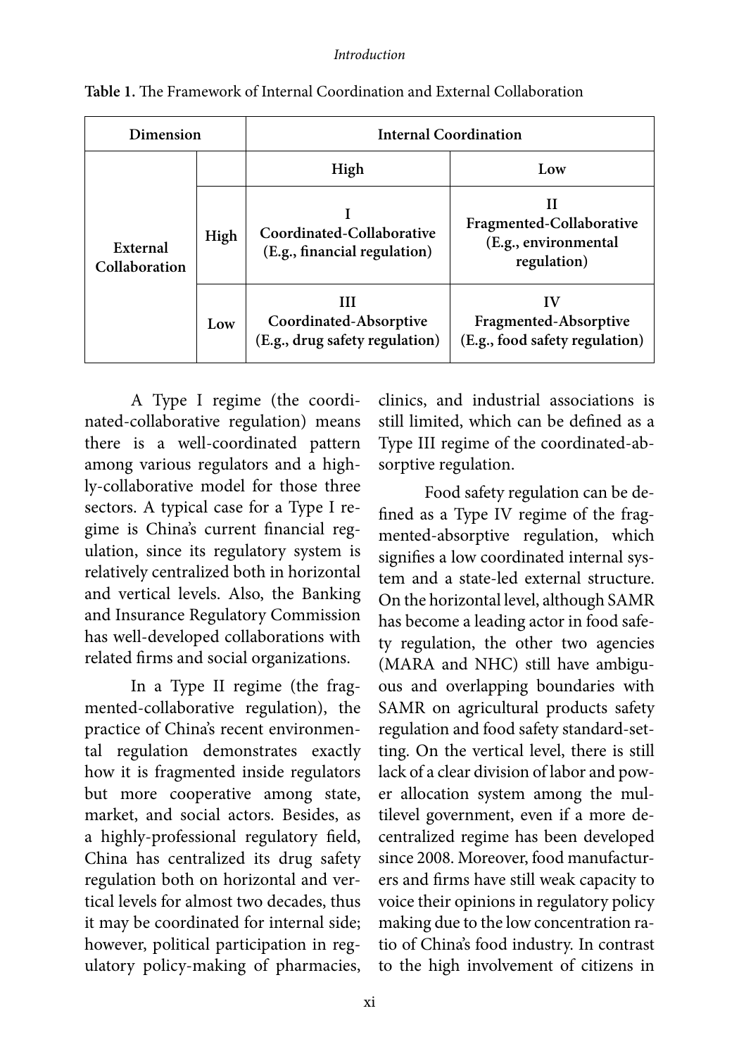**Table 1.** The Framework of Internal Coordination and External Collaboration

| Dimension | | Internal Coordination | |
|---|---|---|---|
| | | **High** | **Low** |
| **External Collaboration** | **High** | **I Coordinated-Collaborative (E.g., financial regulation)** | **II Fragmented-Collaborative (E.g., environmental regulation)** |
| | **Low** | **III Coordinated-Absorptive (E.g., drug safety regulation)** | **IV Fragmented-Absorptive (E.g., food safety regulation)** |

A Type I regime (the coordinated-collaborative regulation) means there is a well-coordinated pattern among various regulators and a highly-collaborative model for those three sectors. A typical case for a Type I regime is China's current financial regulation, since its regulatory system is relatively centralized both in horizontal and vertical levels. Also, the Banking and Insurance Regulatory Commission has well-developed collaborations with related firms and social organizations.

In a Type II regime (the fragmented-collaborative regulation), the practice of China's recent environmental regulation demonstrates exactly how it is fragmented inside regulators but more cooperative among state, market, and social actors. Besides, as a highly-professional regulatory field, China has centralized its drug safety regulation both on horizontal and vertical levels for almost two decades, thus it may be coordinated for internal side; however, political participation in regulatory policy-making of pharmacies, clinics, and industrial associations is still limited, which can be defined as a Type III regime of the coordinated-absorptive regulation.

Food safety regulation can be defined as a Type IV regime of the fragmented-absorptive regulation, which signifies a low coordinated internal system and a state-led external structure. On the horizontal level, although SAMR has become a leading actor in food safety regulation, the other two agencies (MARA and NHC) still have ambiguous and overlapping boundaries with SAMR on agricultural products safety regulation and food safety standard-setting. On the vertical level, there is still lack of a clear division of labor and power allocation system among the multilevel government, even if a more decentralized regime has been developed since 2008. Moreover, food manufacturers and firms have still weak capacity to voice their opinions in regulatory policy making due to the low concentration ratio of China's food industry. In contrast to the high involvement of citizens in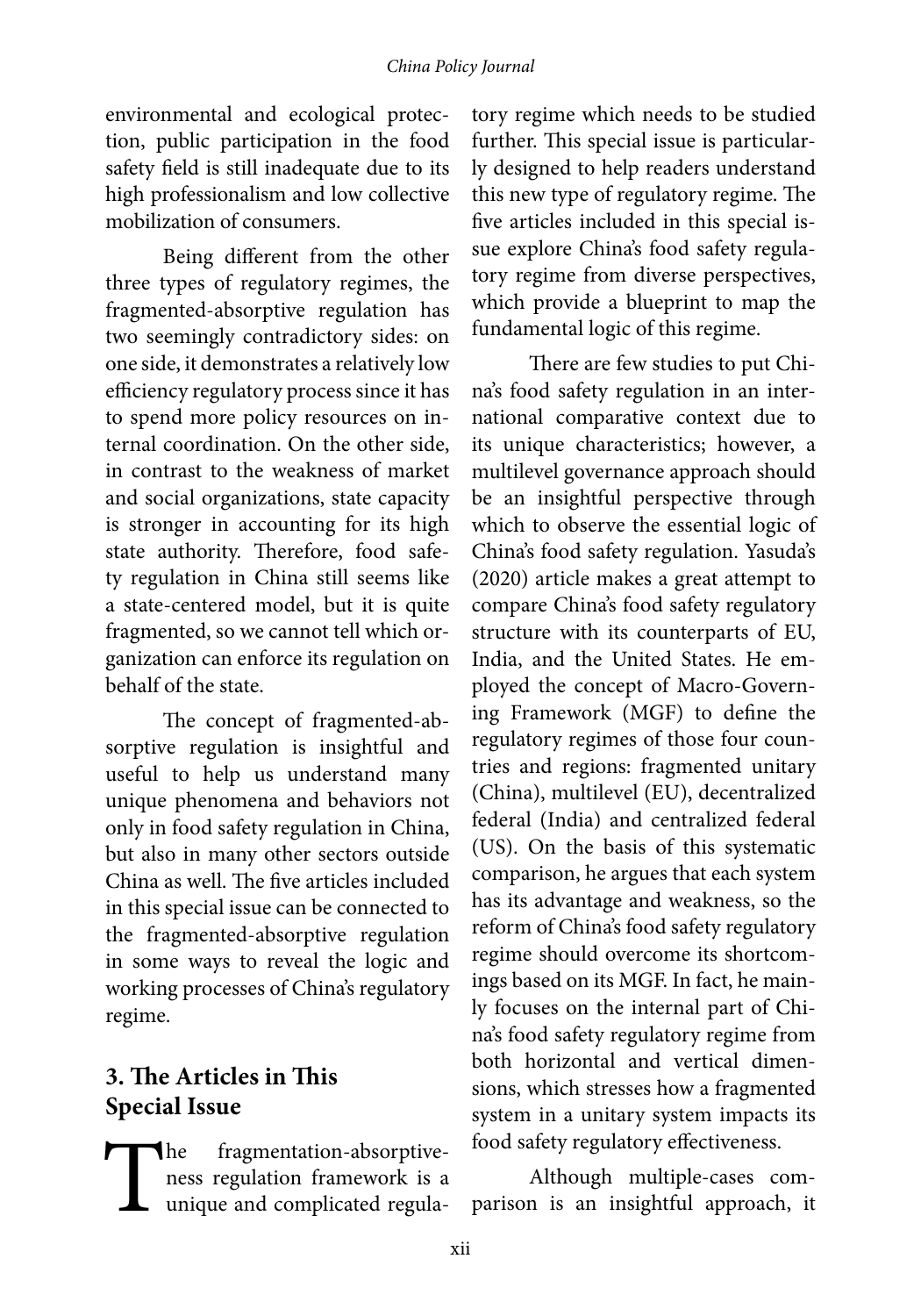environmental and ecological protection, public participation in the food safety field is still inadequate due to its high professionalism and low collective mobilization of consumers.

Being different from the other three types of regulatory regimes, the fragmented-absorptive regulation has two seemingly contradictory sides: on one side, it demonstrates a relatively low efficiency regulatory process since it has to spend more policy resources on internal coordination. On the other side, in contrast to the weakness of market and social organizations, state capacity is stronger in accounting for its high state authority. Therefore, food safety regulation in China still seems like a state-centered model, but it is quite fragmented, so we cannot tell which organization can enforce its regulation on behalf of the state.

The concept of fragmented-absorptive regulation is insightful and useful to help us understand many unique phenomena and behaviors not only in food safety regulation in China, but also in many other sectors outside China as well. The five articles included in this special issue can be connected to the fragmented-absorptive regulation in some ways to reveal the logic and working processes of China's regulatory regime.

## 3. The Articles in This Special Issue

The fragmentation-absorptiveness regulation framework is a unique and complicated regulatory regime which needs to be studied further. This special issue is particularly designed to help readers understand this new type of regulatory regime. The five articles included in this special issue explore China's food safety regulatory regime from diverse perspectives, which provide a blueprint to map the fundamental logic of this regime.

There are few studies to put China's food safety regulation in an international comparative context due to its unique characteristics; however, a multilevel governance approach should be an insightful perspective through which to observe the essential logic of China's food safety regulation. Yasuda's (2020) article makes a great attempt to compare China's food safety regulatory structure with its counterparts of EU, India, and the United States. He employed the concept of Macro-Governing Framework (MGF) to define the regulatory regimes of those four countries and regions: fragmented unitary (China), multilevel (EU), decentralized federal (India) and centralized federal (US). On the basis of this systematic comparison, he argues that each system has its advantage and weakness, so the reform of China's food safety regulatory regime should overcome its shortcomings based on its MGF. In fact, he mainly focuses on the internal part of China's food safety regulatory regime from both horizontal and vertical dimensions, which stresses how a fragmented system in a unitary system impacts its food safety regulatory effectiveness.

Although multiple-cases comparison is an insightful approach, it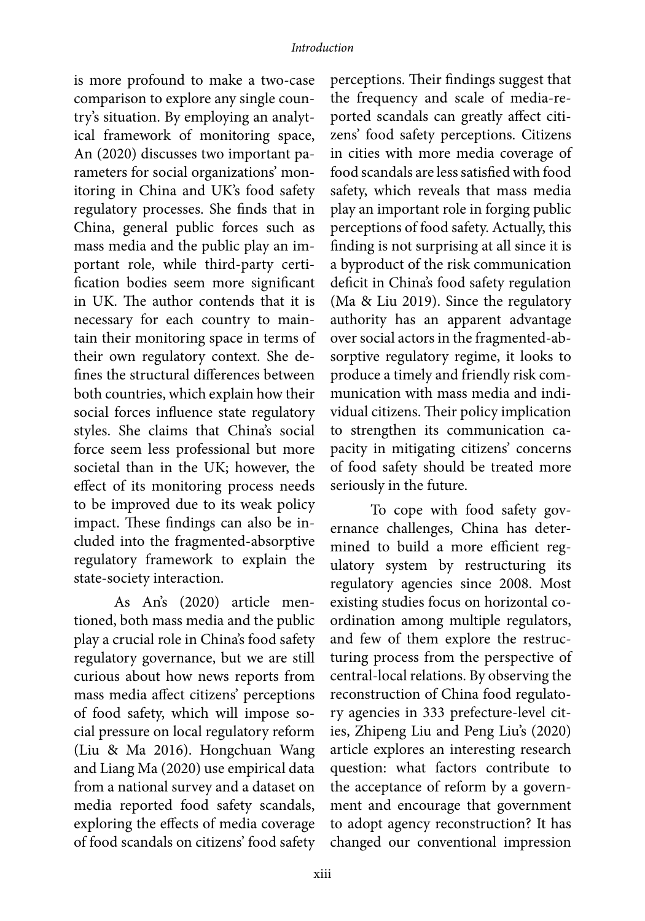is more profound to make a two-case comparison to explore any single country's situation. By employing an analytical framework of monitoring space, An (2020) discusses two important parameters for social organizations' monitoring in China and UK's food safety regulatory processes. She finds that in China, general public forces such as mass media and the public play an important role, while third-party certification bodies seem more significant in UK. The author contends that it is necessary for each country to maintain their monitoring space in terms of their own regulatory context. She defines the structural differences between both countries, which explain how their social forces influence state regulatory styles. She claims that China's social force seem less professional but more societal than in the UK; however, the effect of its monitoring process needs to be improved due to its weak policy impact. These findings can also be included into the fragmented-absorptive regulatory framework to explain the state-society interaction.

As An's (2020) article mentioned, both mass media and the public play a crucial role in China's food safety regulatory governance, but we are still curious about how news reports from mass media affect citizens' perceptions of food safety, which will impose social pressure on local regulatory reform (Liu & Ma 2016). Hongchuan Wang and Liang Ma (2020) use empirical data from a national survey and a dataset on media reported food safety scandals, exploring the effects of media coverage of food scandals on citizens' food safety perceptions. Their findings suggest that the frequency and scale of media-reported scandals can greatly affect citizens' food safety perceptions. Citizens in cities with more media coverage of food scandals are less satisfied with food safety, which reveals that mass media play an important role in forging public perceptions of food safety. Actually, this finding is not surprising at all since it is a byproduct of the risk communication deficit in China's food safety regulation (Ma & Liu 2019). Since the regulatory authority has an apparent advantage over social actors in the fragmented-absorptive regulatory regime, it looks to produce a timely and friendly risk communication with mass media and individual citizens. Their policy implication to strengthen its communication capacity in mitigating citizens' concerns of food safety should be treated more seriously in the future.

To cope with food safety governance challenges, China has determined to build a more efficient regulatory system by restructuring its regulatory agencies since 2008. Most existing studies focus on horizontal coordination among multiple regulators, and few of them explore the restructuring process from the perspective of central-local relations. By observing the reconstruction of China food regulatory agencies in 333 prefecture-level cities, Zhipeng Liu and Peng Liu's (2020) article explores an interesting research question: what factors contribute to the acceptance of reform by a government and encourage that government to adopt agency reconstruction? It has changed our conventional impression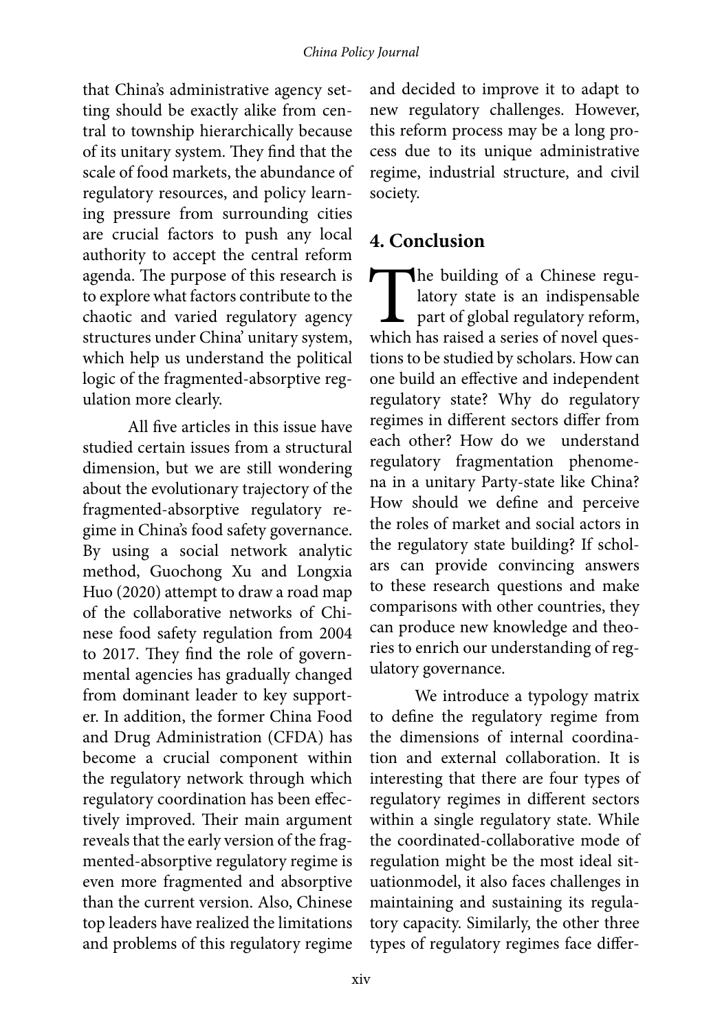that China's administrative agency setting should be exactly alike from central to township hierarchically because of its unitary system. They find that the scale of food markets, the abundance of regulatory resources, and policy learning pressure from surrounding cities are crucial factors to push any local authority to accept the central reform agenda. The purpose of this research is to explore what factors contribute to the chaotic and varied regulatory agency structures under China' unitary system, which help us understand the political logic of the fragmented-absorptive regulation more clearly.

All five articles in this issue have studied certain issues from a structural dimension, but we are still wondering about the evolutionary trajectory of the fragmented-absorptive regulatory regime in China's food safety governance. By using a social network analytic method, Guochong Xu and Longxia Huo (2020) attempt to draw a road map of the collaborative networks of Chinese food safety regulation from 2004 to 2017. They find the role of governmental agencies has gradually changed from dominant leader to key supporter. In addition, the former China Food and Drug Administration (CFDA) has become a crucial component within the regulatory network through which regulatory coordination has been effectively improved. Their main argument reveals that the early version of the fragmented-absorptive regulatory regime is even more fragmented and absorptive than the current version. Also, Chinese top leaders have realized the limitations and problems of this regulatory regime and decided to improve it to adapt to new regulatory challenges. However, this reform process may be a long process due to its unique administrative regime, industrial structure, and civil society.

## 4. Conclusion

The building of a Chinese regulatory state is an indispensable part of global regulatory reform, which has raised a series of novel questions to be studied by scholars. How can one build an effective and independent regulatory state? Why do regulatory regimes in different sectors differ from each other? How do we understand regulatory fragmentation phenomena in a unitary Party-state like China? How should we define and perceive the roles of market and social actors in the regulatory state building? If scholars can provide convincing answers to these research questions and make comparisons with other countries, they can produce new knowledge and theories to enrich our understanding of regulatory governance.

We introduce a typology matrix to define the regulatory regime from the dimensions of internal coordination and external collaboration. It is interesting that there are four types of regulatory regimes in different sectors within a single regulatory state. While the coordinated-collaborative mode of regulation might be the most ideal situationmodel, it also faces challenges in maintaining and sustaining its regulatory capacity. Similarly, the other three types of regulatory regimes face differ-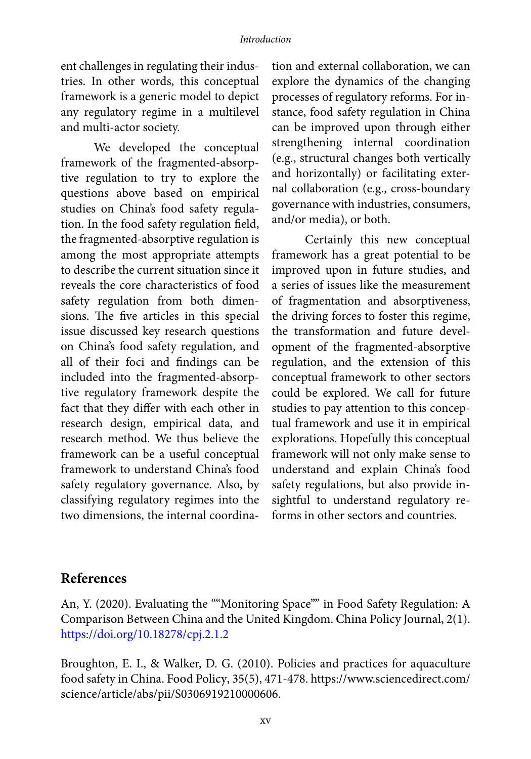ent challenges in regulating their industries. In other words, this conceptual framework is a generic model to depict any regulatory regime in a multilevel and multi-actor society.

We developed the conceptual framework of the fragmented-absorptive regulation to try to explore the questions above based on empirical studies on China's food safety regulation. In the food safety regulation field, the fragmented-absorptive regulation is among the most appropriate attempts to describe the current situation since it reveals the core characteristics of food safety regulation from both dimensions. The five articles in this special issue discussed key research questions on China's food safety regulation, and all of their foci and findings can be included into the fragmented-absorptive regulatory framework despite the fact that they differ with each other in research design, empirical data, and research method. We thus believe the framework can be a useful conceptual framework to understand China's food safety regulatory governance. Also, by classifying regulatory regimes into the two dimensions, the internal coordination and external collaboration, we can explore the dynamics of the changing processes of regulatory reforms. For instance, food safety regulation in China can be improved upon through either strengthening internal coordination (e.g., structural changes both vertically and horizontally) or facilitating external collaboration (e.g., cross-boundary governance with industries, consumers, and/or media), or both.

Certainly this new conceptual framework has a great potential to be improved upon in future studies, and a series of issues like the measurement of fragmentation and absorptiveness, the driving forces to foster this regime, the transformation and future development of the fragmented-absorptive regulation, and the extension of this conceptual framework to other sectors could be explored. We call for future studies to pay attention to this conceptual framework and use it in empirical explorations. Hopefully this conceptual framework will not only make sense to understand and explain China's food safety regulations, but also provide insightful to understand regulatory reforms in other sectors and countries.

## References

An, Y. (2020). Evaluating the ""Monitoring Space"" in Food Safety Regulation: A Comparison Between China and the United Kingdom. China Policy Journal, 2(1). https://doi.org/10.18278/cpj.2.1.2

Broughton, E. I., & Walker, D. G. (2010). Policies and practices for aquaculture food safety in China. Food Policy, 35(5), 471-478. https://www.sciencedirect.com/science/article/abs/pii/S0306919210000606.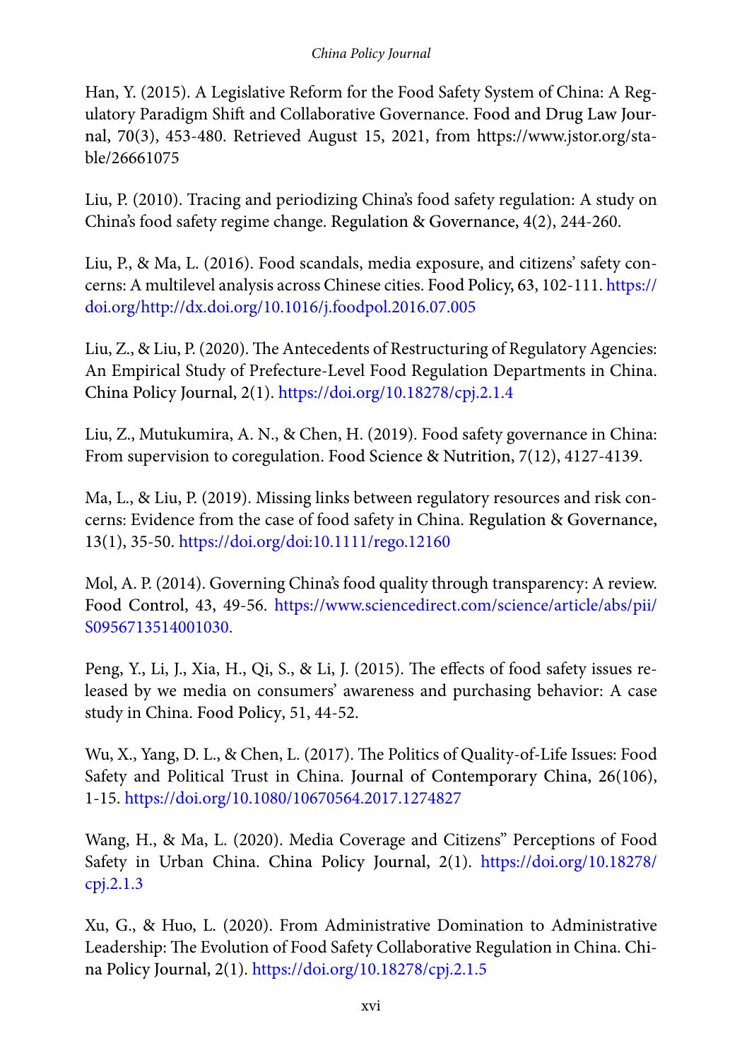Han, Y. (2015). A Legislative Reform for the Food Safety System of China: A Regulatory Paradigm Shift and Collaborative Governance. Food and Drug Law Journal, 70(3), 453-480. Retrieved August 15, 2021, from https://www.jstor.org/stable/26661075

Liu, P. (2010). Tracing and periodizing China's food safety regulation: A study on China's food safety regime change. Regulation & Governance, 4(2), 244-260.

Liu, P., & Ma, L. (2016). Food scandals, media exposure, and citizens' safety concerns: A multilevel analysis across Chinese cities. Food Policy, 63, 102-111. https://doi.org/http://dx.doi.org/10.1016/j.foodpol.2016.07.005

Liu, Z., & Liu, P. (2020). The Antecedents of Restructuring of Regulatory Agencies: An Empirical Study of Prefecture-Level Food Regulation Departments in China. China Policy Journal, 2(1). https://doi.org/10.18278/cpj.2.1.4

Liu, Z., Mutukumira, A. N., & Chen, H. (2019). Food safety governance in China: From supervision to coregulation. Food Science & Nutrition, 7(12), 4127-4139.

Ma, L., & Liu, P. (2019). Missing links between regulatory resources and risk concerns: Evidence from the case of food safety in China. Regulation & Governance, 13(1), 35-50. https://doi.org/doi:10.1111/rego.12160

Mol, A. P. (2014). Governing China's food quality through transparency: A review. Food Control, 43, 49-56. https://www.sciencedirect.com/science/article/abs/pii/S0956713514001030.

Peng, Y., Li, J., Xia, H., Qi, S., & Li, J. (2015). The effects of food safety issues released by we media on consumers' awareness and purchasing behavior: A case study in China. Food Policy, 51, 44-52.

Wu, X., Yang, D. L., & Chen, L. (2017). The Politics of Quality-of-Life Issues: Food Safety and Political Trust in China. Journal of Contemporary China, 26(106), 1-15. https://doi.org/10.1080/10670564.2017.1274827

Wang, H., & Ma, L. (2020). Media Coverage and Citizens" Perceptions of Food Safety in Urban China. China Policy Journal, 2(1). https://doi.org/10.18278/cpj.2.1.3

Xu, G., & Huo, L. (2020). From Administrative Domination to Administrative Leadership: The Evolution of Food Safety Collaborative Regulation in China. China Policy Journal, 2(1). https://doi.org/10.18278/cpj.2.1.5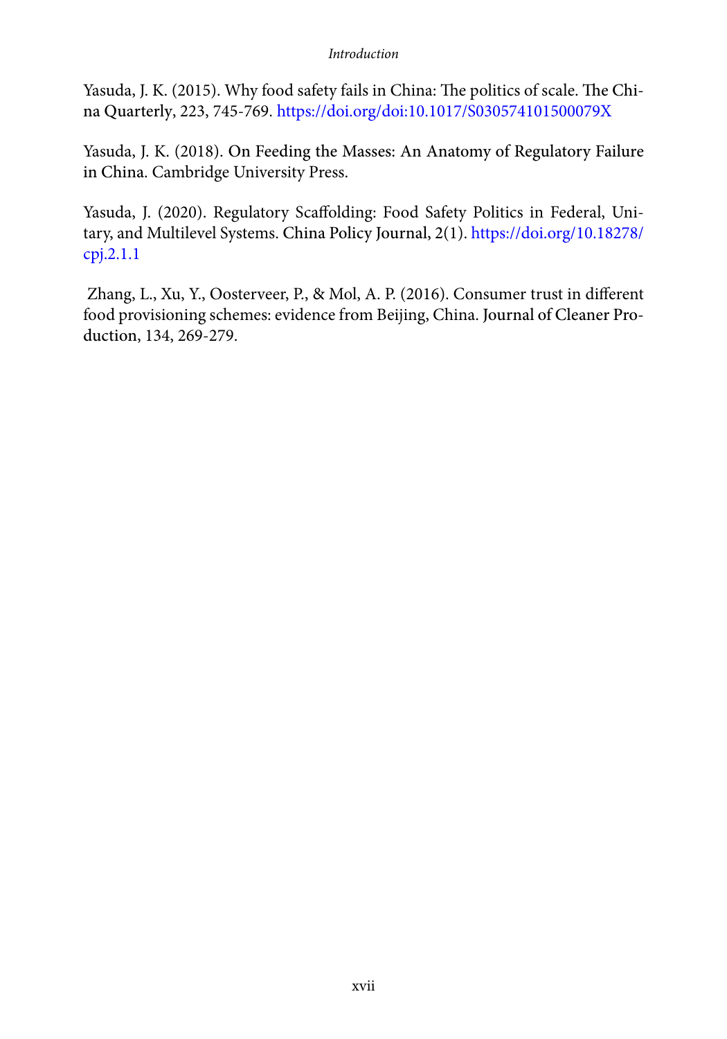Yasuda, J. K. (2015). Why food safety fails in China: The politics of scale. The China Quarterly, 223, 745-769. https://doi.org/doi:10.1017/S030574101500079X

Yasuda, J. K. (2018). On Feeding the Masses: An Anatomy of Regulatory Failure in China. Cambridge University Press.

Yasuda, J. (2020). Regulatory Scaffolding: Food Safety Politics in Federal, Unitary, and Multilevel Systems. China Policy Journal, 2(1). https://doi.org/10.18278/cpj.2.1.1

Zhang, L., Xu, Y., Oosterveer, P., & Mol, A. P. (2016). Consumer trust in different food provisioning schemes: evidence from Beijing, China. Journal of Cleaner Production, 134, 269-279.